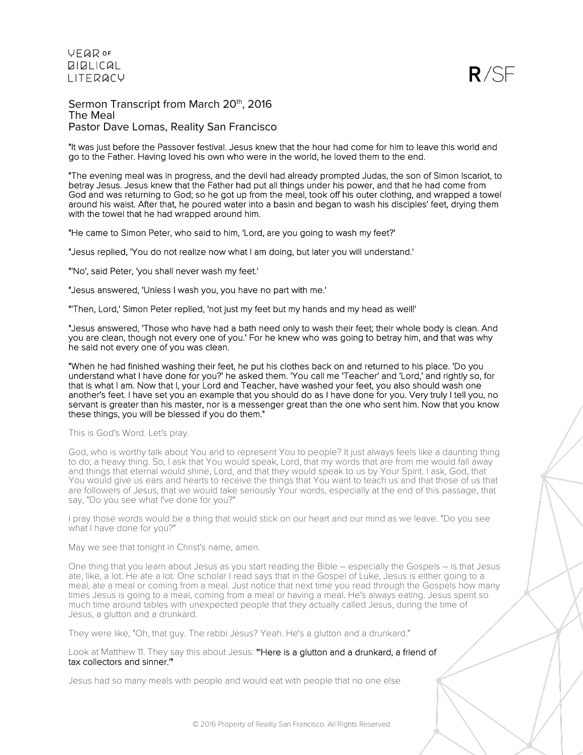Sermon Transcript from March 20th, 2016
The Meal
Pastor Dave Lomas, Reality San Francisco

"It was just before the Passover festival. Jesus knew that the hour had come for him to leave this world and go to the Father. Having loved his own who were in the world, he loved them to the end.

"The evening meal was in progress, and the devil had already prompted Judas, the son of Simon Iscariot, to betray Jesus. Jesus knew that the Father had put all things under his power, and that he had come from God and was returning to God; so he got up from the meal, took off his outer clothing, and wrapped a towel around his waist. After that, he poured water into a basin and began to wash his disciples' feet, drying them with the towel that he had wrapped around him.

"He came to Simon Peter, who said to him, 'Lord, are you going to wash my feet?'

"Jesus replied, 'You do not realize now what I am doing, but later you will understand.'

"'No', said Peter, 'you shall never wash my feet.'

"Jesus answered, 'Unless I wash you, you have no part with me.'

"'Then, Lord,' Simon Peter replied, 'not just my feet but my hands and my head as well!'

"Jesus answered, 'Those who have had a bath need only to wash their feet; their whole body is clean. And you are clean, though not every one of you.' For he knew who was going to betray him, and that was why he said not every one of you was clean.

"When he had finished washing their feet, he put his clothes back on and returned to his place. 'Do you understand what I have done for you?' he asked them. 'You call me 'Teacher' and 'Lord,' and rightly so, for that is what I am. Now that I, your Lord and Teacher, have washed your feet, you also should wash one another's feet. I have set you an example that you should do as I have done for you. Very truly I tell you, no servant is greater than his master, nor is a messenger great than the one who sent him. Now that you know these things, you will be blessed if you do them."

This is God's Word. Let's pray.

God, who is worthy talk about You and to represent You to people? It just always feels like a daunting thing to do; a heavy thing. So, I ask that You would speak, Lord, that my words that are from me would fall away and things that eternal would shine, Lord, and that they would speak to us by Your Spirit. I ask, God, that You would give us ears and hearts to receive the things that You want to teach us and that those of us that are followers of Jesus, that we would take seriously Your words, especially at the end of this passage, that say, "Do you see what I've done for you?"

I pray those words would be a thing that would stick on our heart and our mind as we leave. "Do you see what I have done for you?"

May we see that tonight in Christ's name, amen.

One thing that you learn about Jesus as you start reading the Bible – especially the Gospels – is that Jesus ate, like, a lot. He ate a lot. One scholar I read says that in the Gospel of Luke, Jesus is either going to a meal, ate a meal or coming from a meal. Just notice that next time you read through the Gospels how many times Jesus is going to a meal, coming from a meal or having a meal. He's always eating. Jesus spent so much time around tables with unexpected people that they actually called Jesus, during the time of Jesus, a glutton and a drunkard.

They were like, "Oh, that guy. The rabbi Jesus? Yeah. He's a glutton and a drunkard."

Look at Matthew 11. They say this about Jesus: "'Here is a glutton and a drunkard, a friend of tax collectors and sinner.'"

Jesus had so many meals with people and would eat with people that no one else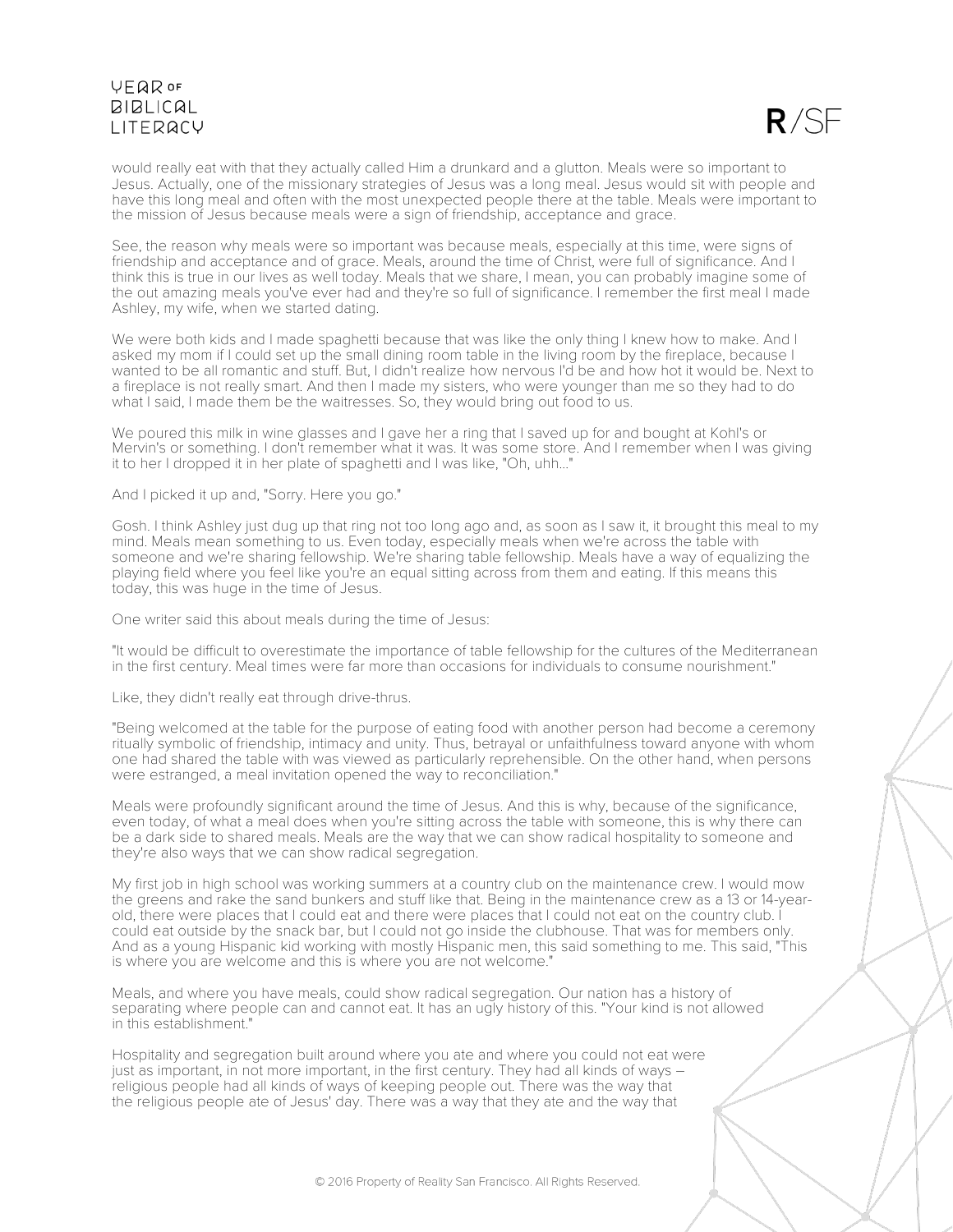would really eat with that they actually called Him a drunkard and a glutton. Meals were so important to Jesus. Actually, one of the missionary strategies of Jesus was a long meal. Jesus would sit with people and have this long meal and often with the most unexpected people there at the table. Meals were important to the mission of Jesus because meals were a sign of friendship, acceptance and grace.

See, the reason why meals were so important was because meals, especially at this time, were signs of friendship and acceptance and of grace. Meals, around the time of Christ, were full of significance. And I think this is true in our lives as well today. Meals that we share, I mean, you can probably imagine some of the out amazing meals you've ever had and they're so full of significance. I remember the first meal I made Ashley, my wife, when we started dating.

We were both kids and I made spaghetti because that was like the only thing I knew how to make. And I asked my mom if I could set up the small dining room table in the living room by the fireplace, because I wanted to be all romantic and stuff. But, I didn't realize how nervous I'd be and how hot it would be. Next to a fireplace is not really smart. And then I made my sisters, who were younger than me so they had to do what I said, I made them be the waitresses. So, they would bring out food to us.

We poured this milk in wine glasses and I gave her a ring that I saved up for and bought at Kohl's or Mervin's or something. I don't remember what it was. It was some store. And I remember when I was giving it to her I dropped it in her plate of spaghetti and I was like, "Oh, uhh..."

And I picked it up and, "Sorry. Here you go."

Gosh. I think Ashley just dug up that ring not too long ago and, as soon as I saw it, it brought this meal to my mind. Meals mean something to us. Even today, especially meals when we're across the table with someone and we're sharing fellowship. We're sharing table fellowship. Meals have a way of equalizing the playing field where you feel like you're an equal sitting across from them and eating. If this means this today, this was huge in the time of Jesus.

One writer said this about meals during the time of Jesus:

"It would be difficult to overestimate the importance of table fellowship for the cultures of the Mediterranean in the first century. Meal times were far more than occasions for individuals to consume nourishment."

Like, they didn't really eat through drive-thrus.

"Being welcomed at the table for the purpose of eating food with another person had become a ceremony ritually symbolic of friendship, intimacy and unity. Thus, betrayal or unfaithfulness toward anyone with whom one had shared the table with was viewed as particularly reprehensible. On the other hand, when persons were estranged, a meal invitation opened the way to reconciliation."

Meals were profoundly significant around the time of Jesus. And this is why, because of the significance, even today, of what a meal does when you're sitting across the table with someone, this is why there can be a dark side to shared meals. Meals are the way that we can show radical hospitality to someone and they're also ways that we can show radical segregation.

My first job in high school was working summers at a country club on the maintenance crew. I would mow the greens and rake the sand bunkers and stuff like that. Being in the maintenance crew as a 13 or 14-year-old, there were places that I could eat and there were places that I could not eat on the country club. I could eat outside by the snack bar, but I could not go inside the clubhouse. That was for members only. And as a young Hispanic kid working with mostly Hispanic men, this said something to me. This said, "This is where you are welcome and this is where you are not welcome."

Meals, and where you have meals, could show radical segregation. Our nation has a history of separating where people can and cannot eat. It has an ugly history of this. "Your kind is not allowed in this establishment."

Hospitality and segregation built around where you ate and where you could not eat were just as important, in not more important, in the first century. They had all kinds of ways – religious people had all kinds of ways of keeping people out. There was the way that the religious people ate of Jesus' day. There was a way that they ate and the way that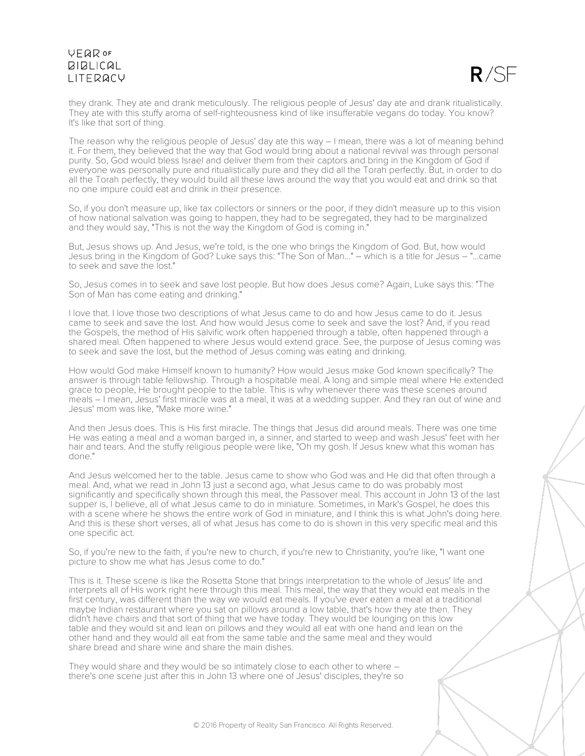they drank. They ate and drank meticulously. The religious people of Jesus' day ate and drank ritualistically. They ate with this stuffy aroma of self-righteousness kind of like insufferable vegans do today. You know? It's like that sort of thing.

The reason why the religious people of Jesus' day ate this way – I mean, there was a lot of meaning behind it. For them, they believed that the way that God would bring about a national revival was through personal purity. So, God would bless Israel and deliver them from their captors and bring in the Kingdom of God if everyone was personally pure and ritualistically pure and they did all the Torah perfectly. But, in order to do all the Torah perfectly, they would build all these laws around the way that you would eat and drink so that no one impure could eat and drink in their presence.

So, if you don't measure up, like tax collectors or sinners or the poor, if they didn't measure up to this vision of how national salvation was going to happen, they had to be segregated, they had to be marginalized and they would say, "This is not the way the Kingdom of God is coming in."

But, Jesus shows up. And Jesus, we're told, is the one who brings the Kingdom of God. But, how would Jesus bring in the Kingdom of God? Luke says this: "The Son of Man..." – which is a title for Jesus – "...came to seek and save the lost."

So, Jesus comes in to seek and save lost people. But how does Jesus come? Again, Luke says this: "The Son of Man has come eating and drinking."

I love that. I love those two descriptions of what Jesus came to do and how Jesus came to do it. Jesus came to seek and save the lost. And how would Jesus come to seek and save the lost? And, if you read the Gospels, the method of His salvific work often happened through a table, often happened through a shared meal. Often happened to where Jesus would extend grace. See, the purpose of Jesus coming was to seek and save the lost, but the method of Jesus coming was eating and drinking.

How would God make Himself known to humanity? How would Jesus make God known specifically? The answer is through table fellowship. Through a hospitable meal. A long and simple meal where He extended grace to people, He brought people to the table. This is why whenever there was these scenes around meals – I mean, Jesus' first miracle was at a meal, it was at a wedding supper. And they ran out of wine and Jesus' mom was like, "Make more wine."

And then Jesus does. This is His first miracle. The things that Jesus did around meals. There was one time He was eating a meal and a woman barged in, a sinner, and started to weep and wash Jesus' feet with her hair and tears. And the stuffy religious people were like, "Oh my gosh. If Jesus knew what this woman has done."

And Jesus welcomed her to the table. Jesus came to show who God was and He did that often through a meal. And, what we read in John 13 just a second ago, what Jesus came to do was probably most significantly and specifically shown through this meal, the Passover meal. This account in John 13 of the last supper is, I believe, all of what Jesus came to do in miniature. Sometimes, in Mark's Gospel, he does this with a scene where he shows the entire work of God in miniature, and I think this is what John's doing here. And this is these short verses, all of what Jesus has come to do is shown in this very specific meal and this one specific act.

So, if you're new to the faith, if you're new to church, if you're new to Christianity, you're like, "I want one picture to show me what has Jesus come to do."

This is it. These scene is like the Rosetta Stone that brings interpretation to the whole of Jesus' life and interprets all of His work right here through this meal. This meal, the way that they would eat meals in the first century, was different than the way we would eat meals. If you've ever eaten a meal at a traditional maybe Indian restaurant where you sat on pillows around a low table, that's how they ate then. They didn't have chairs and that sort of thing that we have today. They would be lounging on this low table and they would sit and lean on pillows and they would all eat with one hand and lean on the other hand and they would all eat from the same table and the same meal and they would share bread and share wine and share the main dishes.

They would share and they would be so intimately close to each other to where – there's one scene just after this in John 13 where one of Jesus' disciples, they're so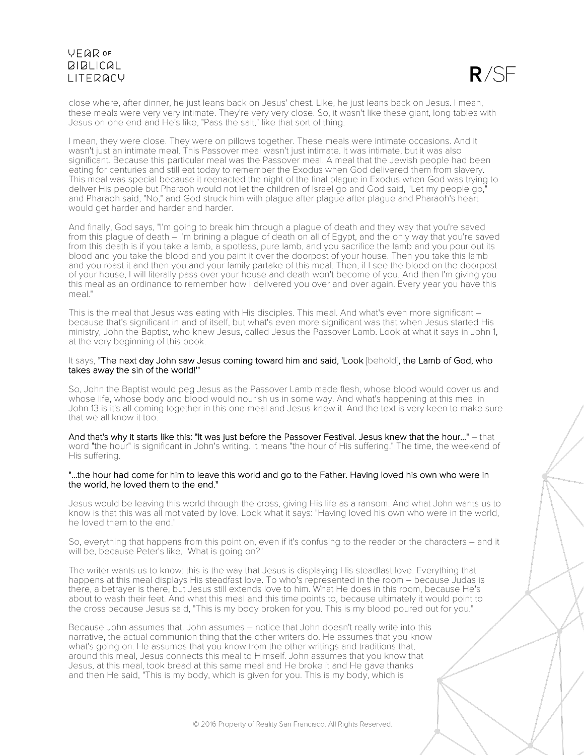close where, after dinner, he just leans back on Jesus' chest. Like, he just leans back on Jesus. I mean, these meals were very very intimate. They're very very close. So, it wasn't like these giant, long tables with Jesus on one end and He's like, "Pass the salt," like that sort of thing.

I mean, they were close. They were on pillows together. These meals were intimate occasions. And it wasn't just an intimate meal. This Passover meal wasn't just intimate. It was intimate, but it was also significant. Because this particular meal was the Passover meal. A meal that the Jewish people had been eating for centuries and still eat today to remember the Exodus when God delivered them from slavery. This meal was special because it reenacted the night of the final plague in Exodus when God was trying to deliver His people but Pharaoh would not let the children of Israel go and God said, "Let my people go," and Pharaoh said, "No," and God struck him with plague after plague after plague and Pharaoh's heart would get harder and harder and harder.

And finally, God says, "I'm going to break him through a plague of death and they way that you're saved from this plague of death – I'm brining a plague of death on all of Egypt, and the only way that you're saved from this death is if you take a lamb, a spotless, pure lamb, and you sacrifice the lamb and you pour out its blood and you take the blood and you paint it over the doorpost of your house. Then you take this lamb and you roast it and then you and your family partake of this meal. Then, if I see the blood on the doorpost of your house, I will literally pass over your house and death won't become of you. And then I'm giving you this meal as an ordinance to remember how I delivered you over and over again. Every year you have this meal."

This is the meal that Jesus was eating with His disciples. This meal. And what's even more significant – because that's significant in and of itself, but what's even more significant was that when Jesus started His ministry, John the Baptist, who knew Jesus, called Jesus the Passover Lamb. Look at what it says in John 1, at the very beginning of this book.

It says, **"The next day John saw Jesus coming toward him and said, 'Look** [behold]**, the Lamb of God, who takes away the sin of the world!'"**

So, John the Baptist would peg Jesus as the Passover Lamb made flesh, whose blood would cover us and whose life, whose body and blood would nourish us in some way. And what's happening at this meal in John 13 is it's all coming together in this one meal and Jesus knew it. And the text is very keen to make sure that we all know it too.

**And that's why it starts like this: "It was just before the Passover Festival. Jesus knew that the hour..."** – that word "the hour" is significant in John's writing. It means "the hour of His suffering." The time, the weekend of His suffering.

**"...the hour had come for him to leave this world and go to the Father. Having loved his own who were in the world, he loved them to the end."**

Jesus would be leaving this world through the cross, giving His life as a ransom. And what John wants us to know is that this was all motivated by love. Look what it says: "Having loved his own who were in the world, he loved them to the end."

So, everything that happens from this point on, even if it's confusing to the reader or the characters – and it will be, because Peter's like, "What is going on?"

The writer wants us to know: this is the way that Jesus is displaying His steadfast love. Everything that happens at this meal displays His steadfast love. To who's represented in the room – because Judas is there, a betrayer is there, but Jesus still extends love to him. What He does in this room, because He's about to wash their feet. And what this meal and this time points to, because ultimately it would point to the cross because Jesus said, "This is my body broken for you. This is my blood poured out for you."

Because John assumes that. John assumes – notice that John doesn't really write into this narrative, the actual communion thing that the other writers do. He assumes that you know what's going on. He assumes that you know from the other writings and traditions that, around this meal, Jesus connects this meal to Himself. John assumes that you know that Jesus, at this meal, took bread at this same meal and He broke it and He gave thanks and then He said, "This is my body, which is given for you. This is my body, which is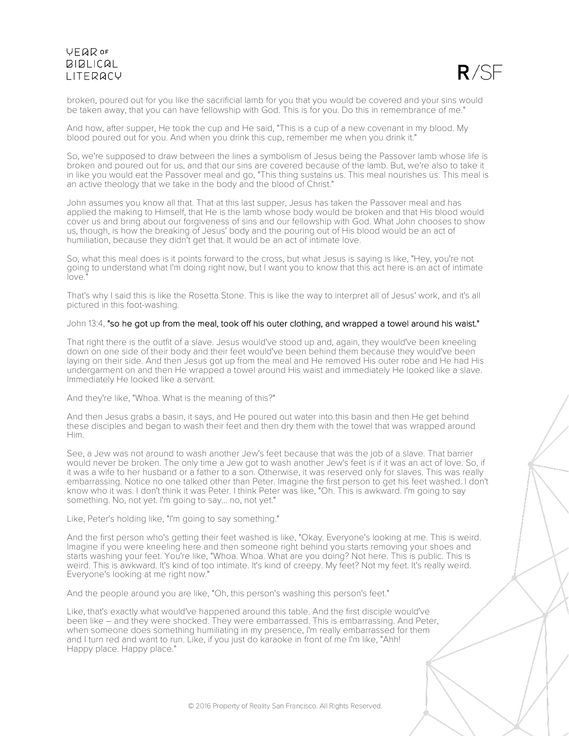broken, poured out for you like the sacrificial lamb for you that you would be covered and your sins would be taken away, that you can have fellowship with God. This is for you. Do this in remembrance of me."

And how, after supper, He took the cup and He said, "This is a cup of a new covenant in my blood. My blood poured out for you. And when you drink this cup, remember me when you drink it."

So, we're supposed to draw between the lines a symbolism of Jesus being the Passover lamb whose life is broken and poured out for us, and that our sins are covered because of the lamb. But, we're also to take it in like you would eat the Passover meal and go, "This thing sustains us. This meal nourishes us. This meal is an active theology that we take in the body and the blood of Christ."

John assumes you know all that. That at this last supper, Jesus has taken the Passover meal and has applied the making to Himself, that He is the lamb whose body would be broken and that His blood would cover us and bring about our forgiveness of sins and our fellowship with God. What John chooses to show us, though, is how the breaking of Jesus' body and the pouring out of His blood would be an act of humiliation, because they didn't get that. It would be an act of intimate love.

So, what this meal does is it points forward to the cross, but what Jesus is saying is like, "Hey, you're not going to understand what I'm doing right now, but I want you to know that this act here is an act of intimate love."

That's why I said this is like the Rosetta Stone. This is like the way to interpret all of Jesus' work, and it's all pictured in this foot-washing.

John 13:4, **"so he got up from the meal, took off his outer clothing, and wrapped a towel around his waist."**

That right there is the outfit of a slave. Jesus would've stood up and, again, they would've been kneeling down on one side of their body and their feet would've been behind them because they would've been laying on their side. And then Jesus got up from the meal and He removed His outer robe and He had His undergarment on and then He wrapped a towel around His waist and immediately He looked like a slave. Immediately He looked like a servant.

And they're like, "Whoa. What is the meaning of this?"

And then Jesus grabs a basin, it says, and He poured out water into this basin and then He get behind these disciples and began to wash their feet and then dry them with the towel that was wrapped around Him.

See, a Jew was not around to wash another Jew's feet because that was the job of a slave. That barrier would never be broken. The only time a Jew got to wash another Jew's feet is if it was an act of love. So, if it was a wife to her husband or a father to a son. Otherwise, it was reserved only for slaves. This was really embarrassing. Notice no one talked other than Peter. Imagine the first person to get his feet washed. I don't know who it was. I don't think it was Peter. I think Peter was like, "Oh. This is awkward. I'm going to say something. No, not yet. I'm going to say... no, not yet."

Like, Peter's holding like, "I'm going to say something."

And the first person who's getting their feet washed is like, "Okay. Everyone's looking at me. This is weird. Imagine if you were kneeling here and then someone right behind you starts removing your shoes and starts washing your feet. You're like, "Whoa. Whoa. What are you doing? Not here. This is public. This is weird. This is awkward. It's kind of too intimate. It's kind of creepy. My feet? Not my feet. It's really weird. Everyone's looking at me right now."

And the people around you are like, "Oh, this person's washing this person's feet."

Like, that's exactly what would've happened around this table. And the first disciple would've been like – and they were shocked. They were embarrassed. This is embarrassing. And Peter, when someone does something humiliating in my presence, I'm really embarrassed for them and I turn red and want to run. Like, if you just do karaoke in front of me I'm like, "Ahh! Happy place. Happy place."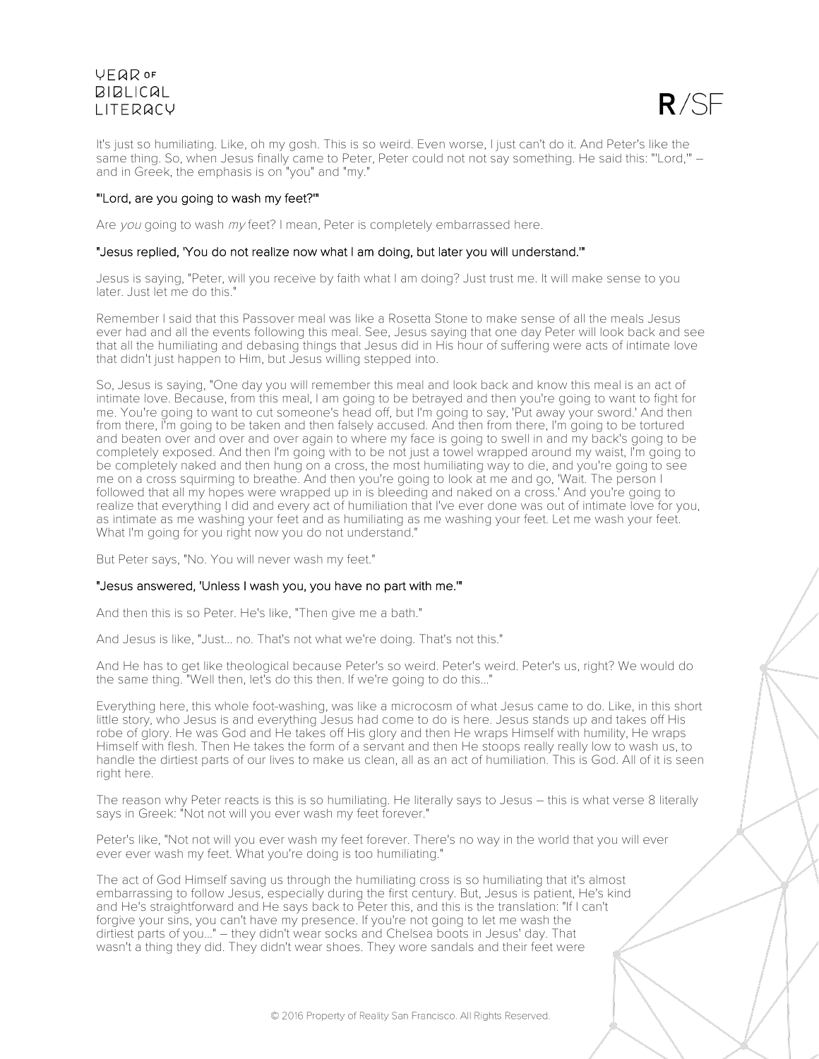It's just so humiliating. Like, oh my gosh. This is so weird. Even worse, I just can't do it. And Peter's like the same thing. So, when Jesus finally came to Peter, Peter could not not say something. He said this: "'Lord,'" – and in Greek, the emphasis is on "you" and "my."

**"'Lord, are you going to wash my feet?'"**

Are *you* going to wash *my* feet? I mean, Peter is completely embarrassed here.

**"Jesus replied, 'You do not realize now what I am doing, but later you will understand.'"**

Jesus is saying, "Peter, will you receive by faith what I am doing? Just trust me. It will make sense to you later. Just let me do this."

Remember I said that this Passover meal was like a Rosetta Stone to make sense of all the meals Jesus ever had and all the events following this meal. See, Jesus saying that one day Peter will look back and see that all the humiliating and debasing things that Jesus did in His hour of suffering were acts of intimate love that didn't just happen to Him, but Jesus willing stepped into.

So, Jesus is saying, "One day you will remember this meal and look back and know this meal is an act of intimate love. Because, from this meal, I am going to be betrayed and then you're going to want to fight for me. You're going to want to cut someone's head off, but I'm going to say, 'Put away your sword.' And then from there, I'm going to be taken and then falsely accused. And then from there, I'm going to be tortured and beaten over and over and over again to where my face is going to swell in and my back's going to be completely exposed. And then I'm going with to be not just a towel wrapped around my waist, I'm going to be completely naked and then hung on a cross, the most humiliating way to die, and you're going to see me on a cross squirming to breathe. And then you're going to look at me and go, 'Wait. The person I followed that all my hopes were wrapped up in is bleeding and naked on a cross.' And you're going to realize that everything I did and every act of humiliation that I've ever done was out of intimate love for you, as intimate as me washing your feet and as humiliating as me washing your feet. Let me wash your feet. What I'm going for you right now you do not understand."

But Peter says, "No. You will never wash my feet."

**"Jesus answered, 'Unless I wash you, you have no part with me.'"**

And then this is so Peter. He's like, "Then give me a bath."

And Jesus is like, "Just... no. That's not what we're doing. That's not this."

And He has to get like theological because Peter's so weird. Peter's weird. Peter's us, right? We would do the same thing. "Well then, let's do this then. If we're going to do this..."

Everything here, this whole foot-washing, was like a microcosm of what Jesus came to do. Like, in this short little story, who Jesus is and everything Jesus had come to do is here. Jesus stands up and takes off His robe of glory. He was God and He takes off His glory and then He wraps Himself with humility, He wraps Himself with flesh. Then He takes the form of a servant and then He stoops really really low to wash us, to handle the dirtiest parts of our lives to make us clean, all as an act of humiliation. This is God. All of it is seen right here.

The reason why Peter reacts is this is so humiliating. He literally says to Jesus – this is what verse 8 literally says in Greek: "Not not will you ever wash my feet forever."

Peter's like, "Not not will you ever wash my feet forever. There's no way in the world that you will ever ever ever wash my feet. What you're doing is too humiliating."

The act of God Himself saving us through the humiliating cross is so humiliating that it's almost embarrassing to follow Jesus, especially during the first century. But, Jesus is patient, He's kind and He's straightforward and He says back to Peter this, and this is the translation: "If I can't forgive your sins, you can't have my presence. If you're not going to let me wash the dirtiest parts of you..." – they didn't wear socks and Chelsea boots in Jesus' day. That wasn't a thing they did. They didn't wear shoes. They wore sandals and their feet were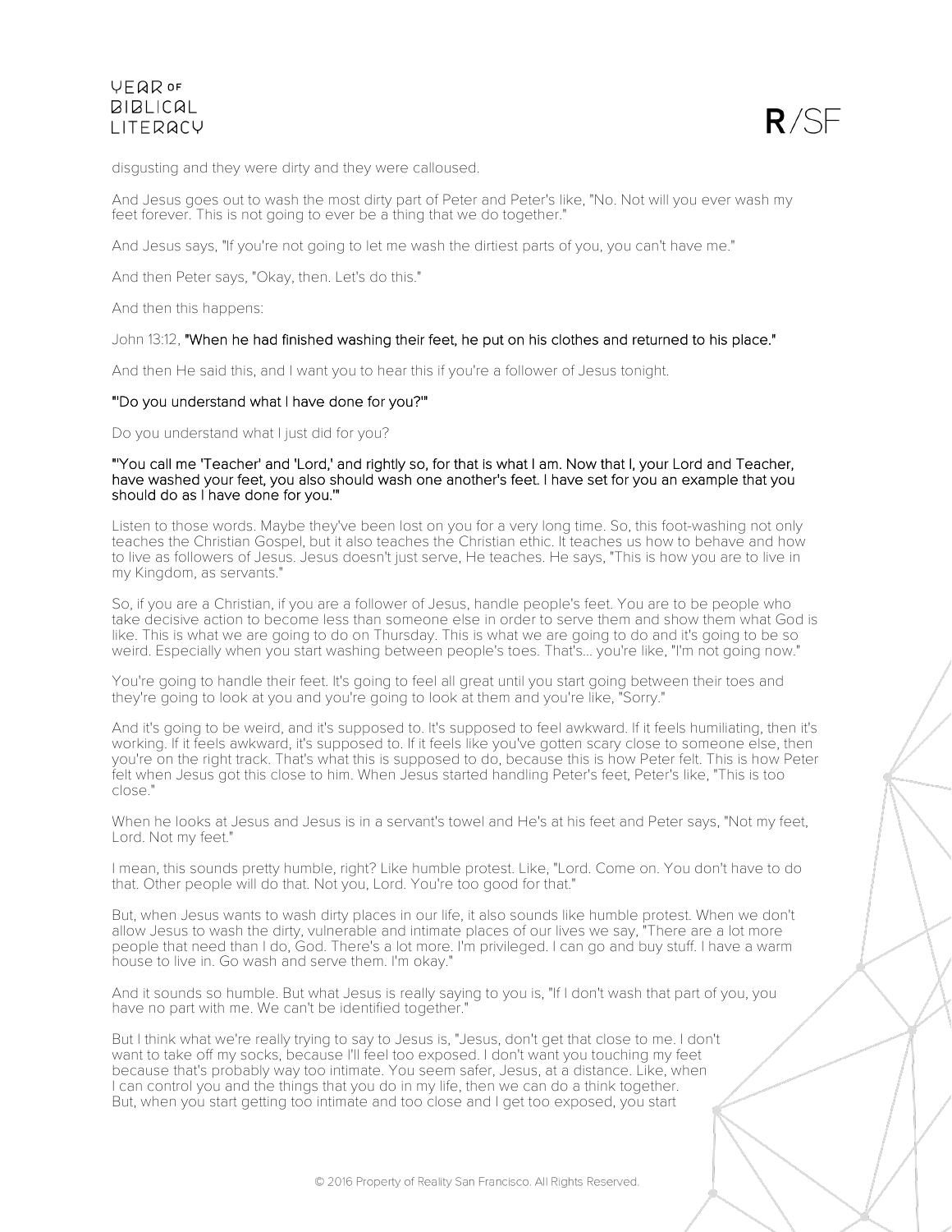disgusting and they were dirty and they were calloused.

And Jesus goes out to wash the most dirty part of Peter and Peter's like, "No. Not will you ever wash my feet forever. This is not going to ever be a thing that we do together."

And Jesus says, "If you're not going to let me wash the dirtiest parts of you, you can't have me."

And then Peter says, "Okay, then. Let's do this."

And then this happens:

John 13:12, **"When he had finished washing their feet, he put on his clothes and returned to his place."**

And then He said this, and I want you to hear this if you're a follower of Jesus tonight.

**"'Do you understand what I have done for you?'"**

Do you understand what I just did for you?

**"'You call me 'Teacher' and 'Lord,' and rightly so, for that is what I am. Now that I, your Lord and Teacher, have washed your feet, you also should wash one another's feet. I have set for you an example that you should do as I have done for you.'"**

Listen to those words. Maybe they've been lost on you for a very long time. So, this foot-washing not only teaches the Christian Gospel, but it also teaches the Christian ethic. It teaches us how to behave and how to live as followers of Jesus. Jesus doesn't just serve, He teaches. He says, "This is how you are to live in my Kingdom, as servants."

So, if you are a Christian, if you are a follower of Jesus, handle people's feet. You are to be people who take decisive action to become less than someone else in order to serve them and show them what God is like. This is what we are going to do on Thursday. This is what we are going to do and it's going to be so weird. Especially when you start washing between people's toes. That's... you're like, "I'm not going now."

You're going to handle their feet. It's going to feel all great until you start going between their toes and they're going to look at you and you're going to look at them and you're like, "Sorry."

And it's going to be weird, and it's supposed to. It's supposed to feel awkward. If it feels humiliating, then it's working. If it feels awkward, it's supposed to. If it feels like you've gotten scary close to someone else, then you're on the right track. That's what this is supposed to do, because this is how Peter felt. This is how Peter felt when Jesus got this close to him. When Jesus started handling Peter's feet, Peter's like, "This is too close."

When he looks at Jesus and Jesus is in a servant's towel and He's at his feet and Peter says, "Not my feet, Lord. Not my feet."

I mean, this sounds pretty humble, right? Like humble protest. Like, "Lord. Come on. You don't have to do that. Other people will do that. Not you, Lord. You're too good for that."

But, when Jesus wants to wash dirty places in our life, it also sounds like humble protest. When we don't allow Jesus to wash the dirty, vulnerable and intimate places of our lives we say, "There are a lot more people that need than I do, God. There's a lot more. I'm privileged. I can go and buy stuff. I have a warm house to live in. Go wash and serve them. I'm okay."

And it sounds so humble. But what Jesus is really saying to you is, "If I don't wash that part of you, you have no part with me. We can't be identified together."

But I think what we're really trying to say to Jesus is, "Jesus, don't get that close to me. I don't want to take off my socks, because I'll feel too exposed. I don't want you touching my feet because that's probably way too intimate. You seem safer, Jesus, at a distance. Like, when I can control you and the things that you do in my life, then we can do a think together. But, when you start getting too intimate and too close and I get too exposed, you start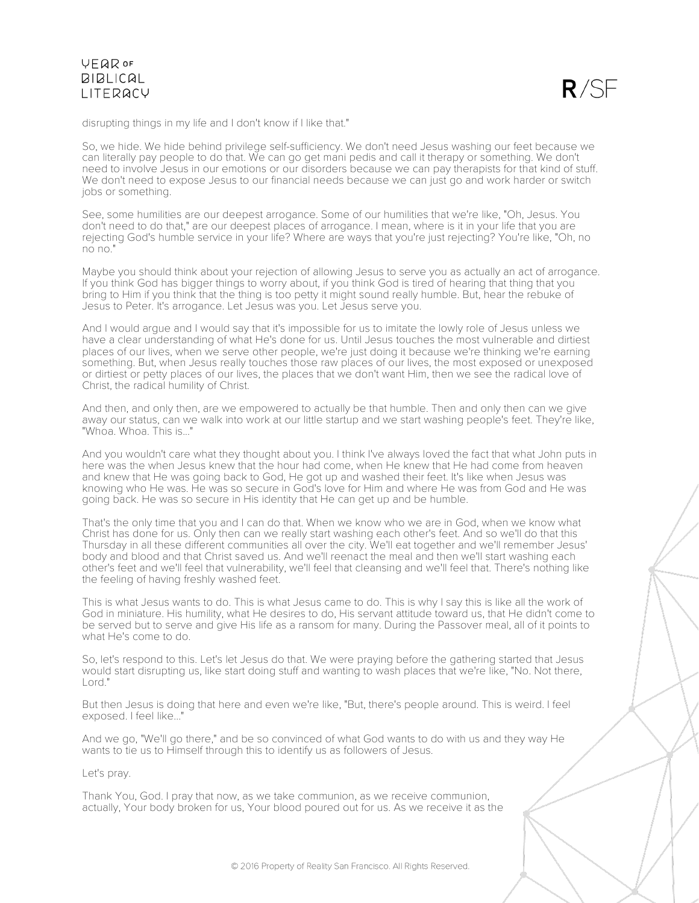disrupting things in my life and I don't know if I like that."

So, we hide. We hide behind privilege self-sufficiency. We don't need Jesus washing our feet because we can literally pay people to do that. We can go get mani pedis and call it therapy or something. We don't need to involve Jesus in our emotions or our disorders because we can pay therapists for that kind of stuff. We don't need to expose Jesus to our financial needs because we can just go and work harder or switch jobs or something.

See, some humilities are our deepest arrogance. Some of our humilities that we're like, "Oh, Jesus. You don't need to do that," are our deepest places of arrogance. I mean, where is it in your life that you are rejecting God's humble service in your life? Where are ways that you're just rejecting? You're like, "Oh, no no no."

Maybe you should think about your rejection of allowing Jesus to serve you as actually an act of arrogance. If you think God has bigger things to worry about, if you think God is tired of hearing that thing that you bring to Him if you think that the thing is too petty it might sound really humble. But, hear the rebuke of Jesus to Peter. It's arrogance. Let Jesus was you. Let Jesus serve you.

And I would argue and I would say that it's impossible for us to imitate the lowly role of Jesus unless we have a clear understanding of what He's done for us. Until Jesus touches the most vulnerable and dirtiest places of our lives, when we serve other people, we're just doing it because we're thinking we're earning something. But, when Jesus really touches those raw places of our lives, the most exposed or unexposed or dirtiest or petty places of our lives, the places that we don't want Him, then we see the radical love of Christ, the radical humility of Christ.

And then, and only then, are we empowered to actually be that humble. Then and only then can we give away our status, can we walk into work at our little startup and we start washing people's feet. They're like, "Whoa. Whoa. This is..."

And you wouldn't care what they thought about you. I think I've always loved the fact that what John puts in here was the when Jesus knew that the hour had come, when He knew that He had come from heaven and knew that He was going back to God, He got up and washed their feet. It's like when Jesus was knowing who He was. He was so secure in God's love for Him and where He was from God and He was going back. He was so secure in His identity that He can get up and be humble.

That's the only time that you and I can do that. When we know who we are in God, when we know what Christ has done for us. Only then can we really start washing each other's feet. And so we'll do that this Thursday in all these different communities all over the city. We'll eat together and we'll remember Jesus' body and blood and that Christ saved us. And we'll reenact the meal and then we'll start washing each other's feet and we'll feel that vulnerability, we'll feel that cleansing and we'll feel that. There's nothing like the feeling of having freshly washed feet.

This is what Jesus wants to do. This is what Jesus came to do. This is why I say this is like all the work of God in miniature. His humility, what He desires to do, His servant attitude toward us, that He didn't come to be served but to serve and give His life as a ransom for many. During the Passover meal, all of it points to what He's come to do.

So, let's respond to this. Let's let Jesus do that. We were praying before the gathering started that Jesus would start disrupting us, like start doing stuff and wanting to wash places that we're like, "No. Not there, Lord."

But then Jesus is doing that here and even we're like, "But, there's people around. This is weird. I feel exposed. I feel like..."

And we go, "We'll go there," and be so convinced of what God wants to do with us and they way He wants to tie us to Himself through this to identify us as followers of Jesus.

Let's pray.

Thank You, God. I pray that now, as we take communion, as we receive communion, actually, Your body broken for us, Your blood poured out for us. As we receive it as the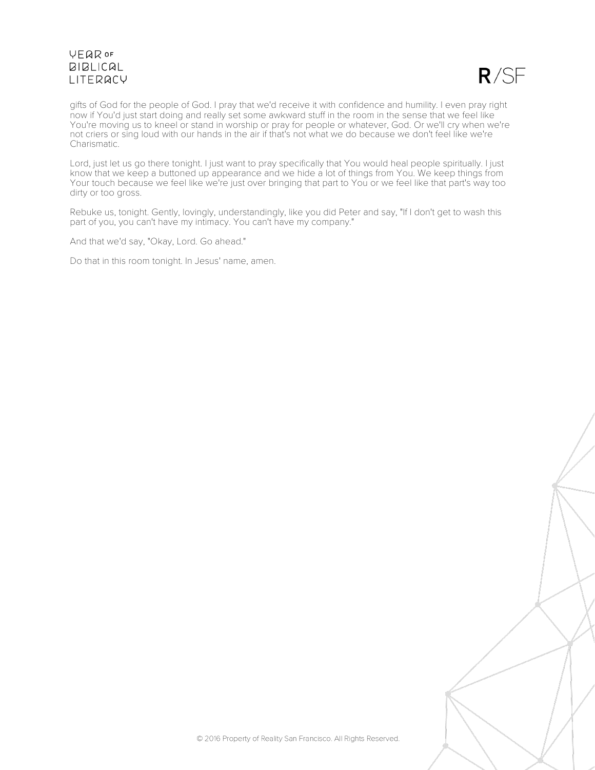gifts of God for the people of God. I pray that we'd receive it with confidence and humility. I even pray right now if You'd just start doing and really set some awkward stuff in the room in the sense that we feel like You're moving us to kneel or stand in worship or pray for people or whatever, God. Or we'll cry when we're not criers or sing loud with our hands in the air if that's not what we do because we don't feel like we're Charismatic.

Lord, just let us go there tonight. I just want to pray specifically that You would heal people spiritually. I just know that we keep a buttoned up appearance and we hide a lot of things from You. We keep things from Your touch because we feel like we're just over bringing that part to You or we feel like that part's way too dirty or too gross.

Rebuke us, tonight. Gently, lovingly, understandingly, like you did Peter and say, "If I don't get to wash this part of you, you can't have my intimacy. You can't have my company."

And that we'd say, "Okay, Lord. Go ahead."

Do that in this room tonight. In Jesus' name, amen.